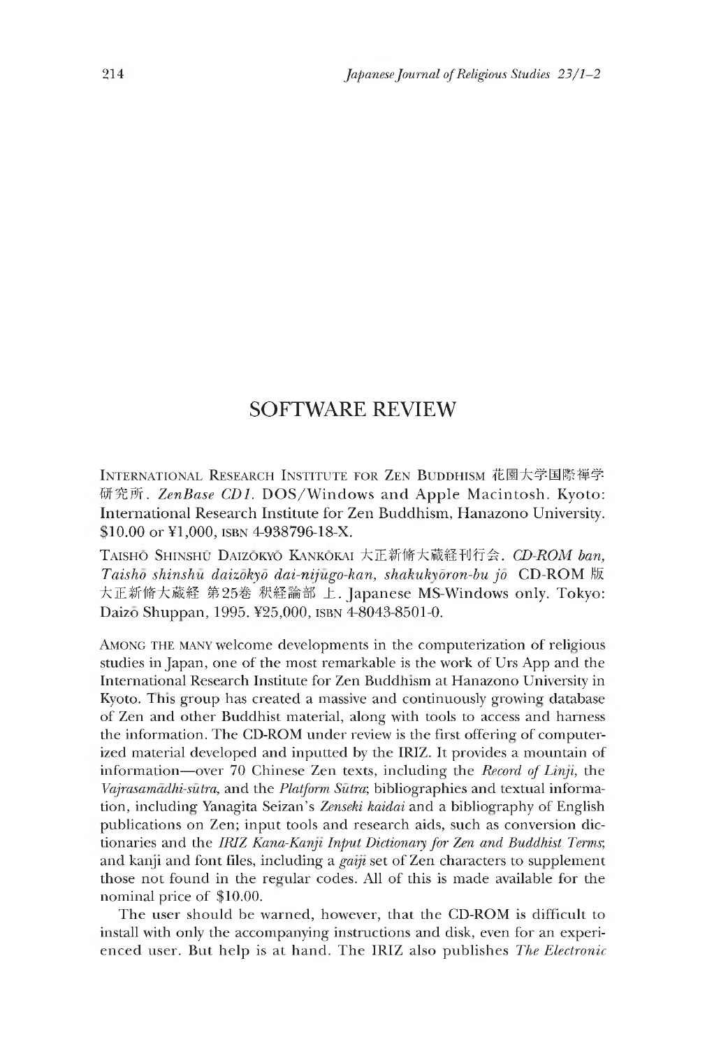# SOFTWARE REVIEW

International Research Institute for Zen Buddhism 花園大学国際禅学研究所. *ZenBase CD1*. DOS/Windows and Apple Macintosh. Kyoto: International Research Institute for Zen Buddhism, Hanazono University. $10.00 or ¥1,000, ISBN 4-938796-18-X.

Taishō Shinshū Daizōkyō Kankōkai 大正新脩大蔵経刊行会. *CD-ROM ban, Taishō shinshū daizōkyō dai-nijūgo-kan, shakukyōron-bu jō* CD-ROM 版 大正新脩大蔵経 第25巻 釈経論部 上. Japanese MS-Windows only. Tokyo: Daizō Shuppan, 1995. ¥25,000, ISBN 4-8043-8501-0.

Among the many welcome developments in the computerization of religious studies in Japan, one of the most remarkable is the work of Urs App and the International Research Institute for Zen Buddhism at Hanazono University in Kyoto. This group has created a massive and continuously growing database of Zen and other Buddhist material, along with tools to access and harness the information. The CD-ROM under review is the first offering of computerized material developed and inputted by the IRIZ. It provides a mountain of information—over 70 Chinese Zen texts, including the *Record of Linji*, the *Vajrasamādhi-sūtra*, and the *Platform Sūtra*; bibliographies and textual information, including Yanagita Seizan's *Zenseki kaidai* and a bibliography of English publications on Zen; input tools and research aids, such as conversion dictionaries and the *IRIZ Kana-Kanji Input Dictionary for Zen and Buddhist Terms*; and kanji and font files, including a *gaiji* set of Zen characters to supplement those not found in the regular codes. All of this is made available for the nominal price of $10.00.

The user should be warned, however, that the CD-ROM is difficult to install with only the accompanying instructions and disk, even for an experienced user. But help is at hand. The IRIZ also publishes *The Electronic*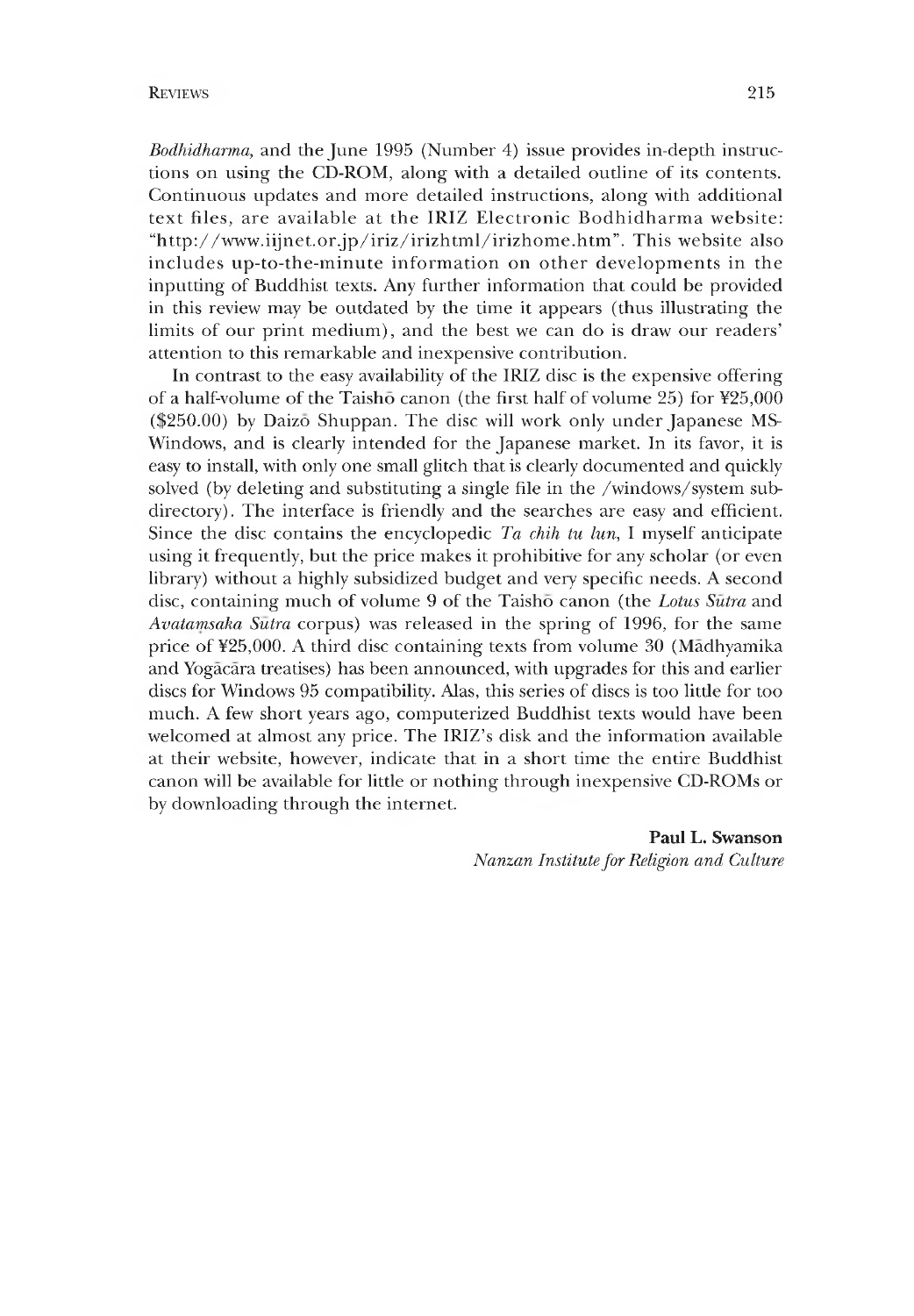*Bodhidharma*, and the June 1995 (Number 4) issue provides in-depth instructions on using the CD-ROM, along with a detailed outline of its contents. Continuous updates and more detailed instructions, along with additional text files, are available at the IRIZ Electronic Bodhidharma website: "http://www.iijnet.or.jp/iriz/irizhtml/irizhome.htm". This website also includes up-to-the-minute information on other developments in the inputting of Buddhist texts. Any further information that could be provided in this review may be outdated by the time it appears (thus illustrating the limits of our print medium), and the best we can do is draw our readers' attention to this remarkable and inexpensive contribution.

In contrast to the easy availability of the IRIZ disc is the expensive offering of a half-volume of the Taishō canon (the first half of volume 25) for ¥25,000 ($250.00) by Daizō Shuppan. The disc will work only under Japanese MS-Windows, and is clearly intended for the Japanese market. In its favor, it is easy to install, with only one small glitch that is clearly documented and quickly solved (by deleting and substituting a single file in the /windows/system subdirectory). The interface is friendly and the searches are easy and efficient. Since the disc contains the encyclopedic *Ta chih tu lun*, I myself anticipate using it frequently, but the price makes it prohibitive for any scholar (or even library) without a highly subsidized budget and very specific needs. A second disc, containing much of volume 9 of the Taishō canon (the *Lotus Sūtra* and *Avataṃsaka Sūtra* corpus) was released in the spring of 1996, for the same price of ¥25,000. A third disc containing texts from volume 30 (Mādhyamika and Yogācāra treatises) has been announced, with upgrades for this and earlier discs for Windows 95 compatibility. Alas, this series of discs is too little for too much. A few short years ago, computerized Buddhist texts would have been welcomed at almost any price. The IRIZ's disk and the information available at their website, however, indicate that in a short time the entire Buddhist canon will be available for little or nothing through inexpensive CD-ROMs or by downloading through the internet.

**Paul L. Swanson**
*Nanzan Institute for Religion and Culture*